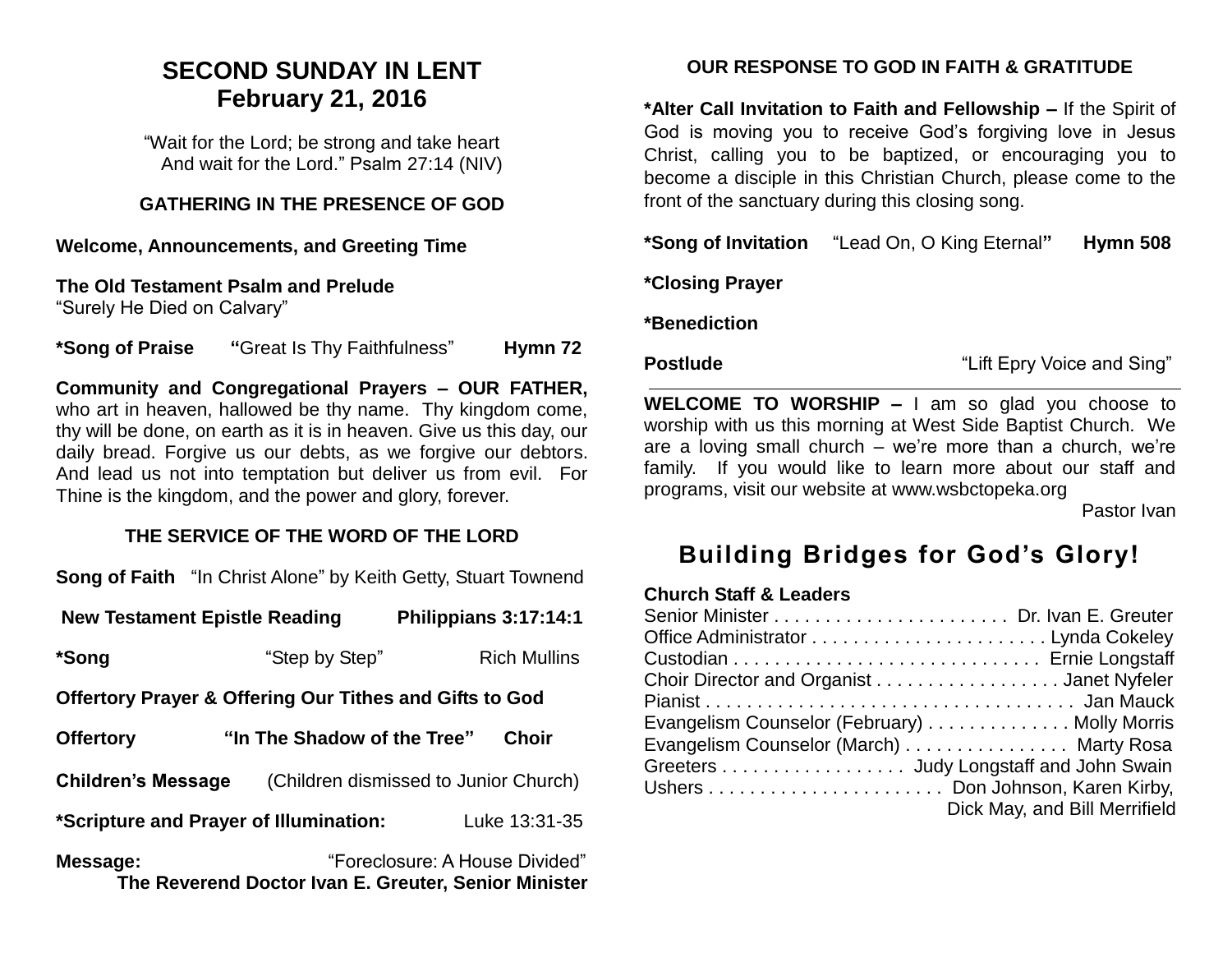# SECOND SUNDAY IN LENT
## February 21, 2016

"Wait for the Lord; be strong and take heart
And wait for the Lord." Psalm 27:14 (NIV)

### GATHERING IN THE PRESENCE OF GOD

**Welcome, Announcements, and Greeting Time**

**The Old Testament Psalm and Prelude**
"Surely He Died on Calvary"

**\*Song of Praise** "Great Is Thy Faithfulness" **Hymn 72**

**Community and Congregational Prayers – OUR FATHER,** who art in heaven, hallowed be thy name. Thy kingdom come, thy will be done, on earth as it is in heaven. Give us this day, our daily bread. Forgive us our debts, as we forgive our debtors. And lead us not into temptation but deliver us from evil. For Thine is the kingdom, and the power and glory, forever.

### THE SERVICE OF THE WORD OF THE LORD

**Song of Faith** "In Christ Alone" by Keith Getty, Stuart Townend

**New Testament Epistle Reading** **Philippians 3:17:14:1**

**\*Song** "Step by Step" Rich Mullins

**Offertory Prayer & Offering Our Tithes and Gifts to God**

**Offertory** **"In The Shadow of the Tree"** **Choir**

**Children's Message** (Children dismissed to Junior Church)

**\*Scripture and Prayer of Illumination:** Luke 13:31-35

**Message:** "Foreclosure: A House Divided"
**The Reverend Doctor Ivan E. Greuter, Senior Minister**

### OUR RESPONSE TO GOD IN FAITH & GRATITUDE

**\*Alter Call Invitation to Faith and Fellowship –** If the Spirit of God is moving you to receive God's forgiving love in Jesus Christ, calling you to be baptized, or encouraging you to become a disciple in this Christian Church, please come to the front of the sanctuary during this closing song.

**\*Song of Invitation** "Lead On, O King Eternal" **Hymn 508**

**\*Closing Prayer**

**\*Benediction**

**Postlude** "Lift Epry Voice and Sing"

---

**WELCOME TO WORSHIP –** I am so glad you choose to worship with us this morning at West Side Baptist Church. We are a loving small church – we're more than a church, we're family. If you would like to learn more about our staff and programs, visit our website at www.wsbctopeka.org

Pastor Ivan

## Building Bridges for God's Glory!

**Church Staff & Leaders**
Senior Minister . . . . . . . . . . . . . . . . . . . . . . . Dr. Ivan E. Greuter
Office Administrator . . . . . . . . . . . . . . . . . . . . . . Lynda Cokeley
Custodian . . . . . . . . . . . . . . . . . . . . . . . . . . . . . Ernie Longstaff
Choir Director and Organist . . . . . . . . . . . . . . . . . Janet Nyfeler
Pianist . . . . . . . . . . . . . . . . . . . . . . . . . . . . . . . . . . . Jan Mauck
Evangelism Counselor (February) . . . . . . . . . . . . . Molly Morris
Evangelism Counselor (March) . . . . . . . . . . . . . . . Marty Rosa
Greeters . . . . . . . . . . . . . . . . . . Judy Longstaff and John Swain
Ushers . . . . . . . . . . . . . . . . . . . . . . . Don Johnson, Karen Kirby, Dick May, and Bill Merrifield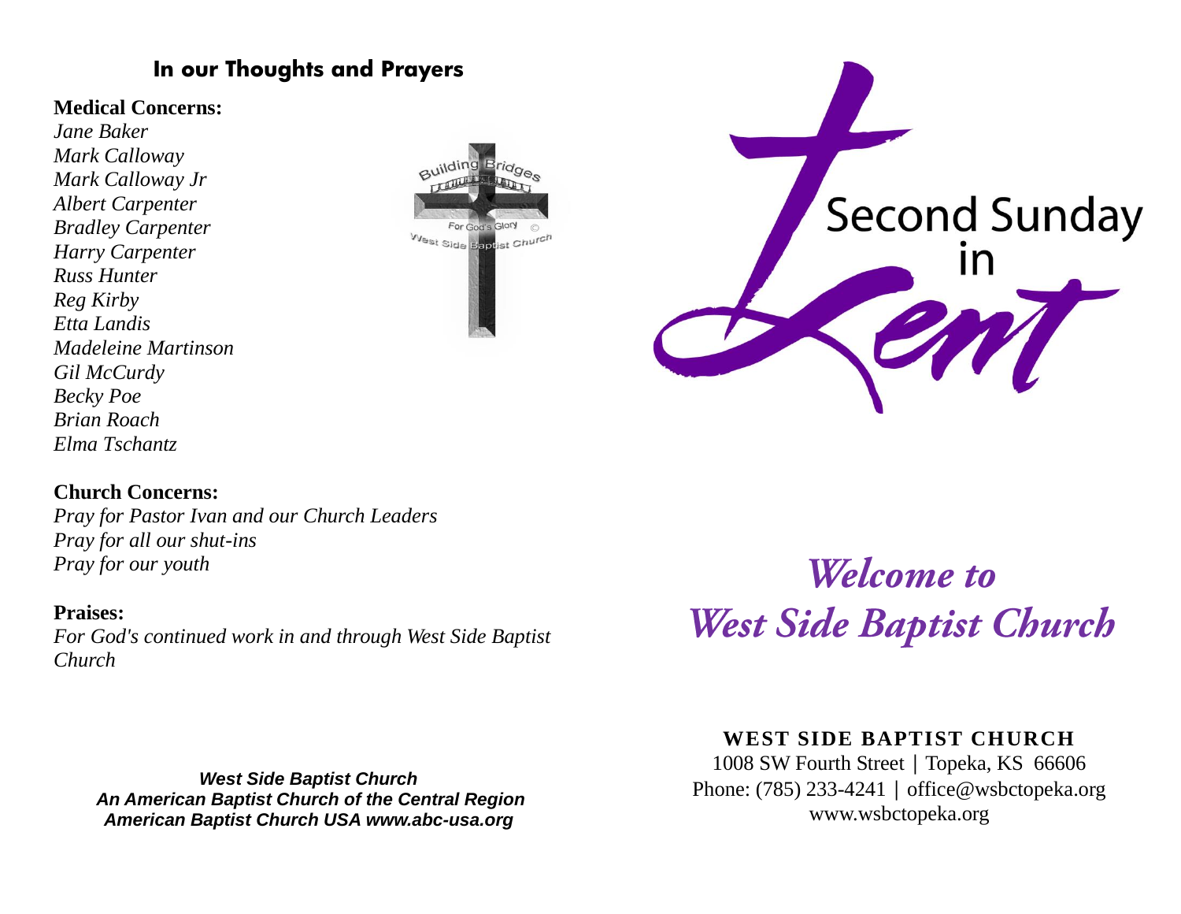## In our Thoughts and Prayers

**Medical Concerns:**
*Jane Baker*
*Mark Calloway*
*Mark Calloway Jr*
*Albert Carpenter*
*Bradley Carpenter*
*Harry Carpenter*
*Russ Hunter*
*Reg Kirby*
*Etta Landis*
*Madeleine Martinson*
*Gil McCurdy*
*Becky Poe*
*Brian Roach*
*Elma Tschantz*

**Church Concerns:**
*Pray for Pastor Ivan and our Church Leaders*
*Pray for all our shut-ins*
*Pray for our youth*

**Praises:**
*For God's continued work in and through West Side Baptist Church*

***West Side Baptist Church***
***An American Baptist Church of the Central Region***
***American Baptist Church USA www.abc-usa.org***

# Second Sunday in Lent

## *Welcome to West Side Baptist Church*

**WEST SIDE BAPTIST CHURCH**
1008 SW Fourth Street | Topeka, KS 66606
Phone: (785) 233-4241 | office@wsbctopeka.org
www.wsbctopeka.org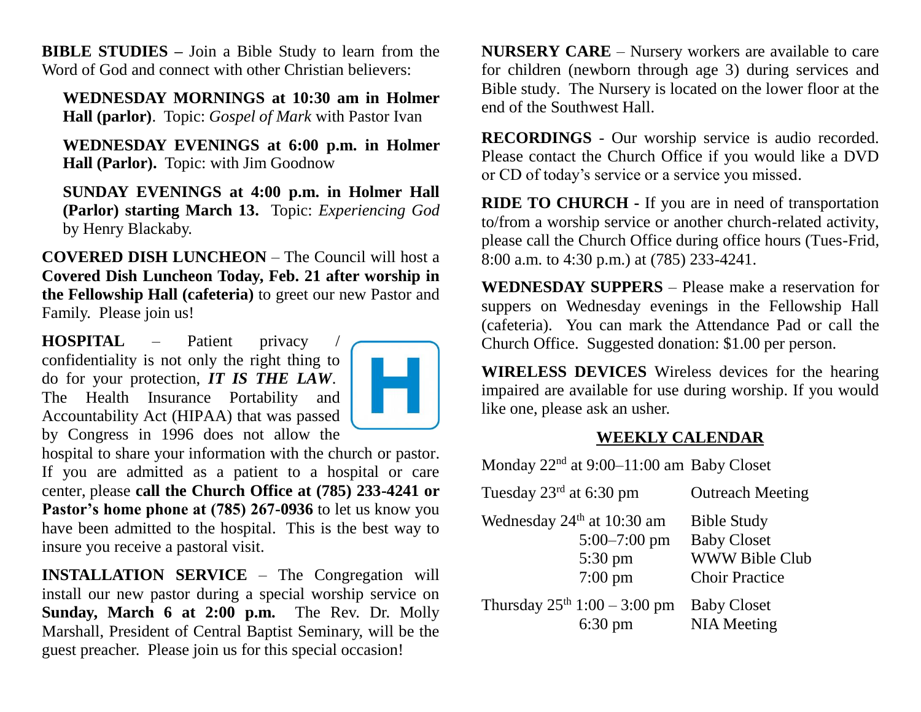**BIBLE STUDIES –** Join a Bible Study to learn from the Word of God and connect with other Christian believers:

**WEDNESDAY MORNINGS at 10:30 am in Holmer Hall (parlor)**. Topic: *Gospel of Mark* with Pastor Ivan

**WEDNESDAY EVENINGS at 6:00 p.m. in Holmer Hall (Parlor).** Topic: with Jim Goodnow

**SUNDAY EVENINGS at 4:00 p.m. in Holmer Hall (Parlor) starting March 13.** Topic: *Experiencing God* by Henry Blackaby.

**COVERED DISH LUNCHEON** – The Council will host a **Covered Dish Luncheon Today, Feb. 21 after worship in the Fellowship Hall (cafeteria)** to greet our new Pastor and Family. Please join us!

**HOSPITAL** – Patient privacy / confidentiality is not only the right thing to do for your protection, ***IT IS THE LAW***. The Health Insurance Portability and Accountability Act (HIPAA) that was passed by Congress in 1996 does not allow the hospital to share your information with the church or pastor. If you are admitted as a patient to a hospital or care center, please **call the Church Office at (785) 233-4241 or Pastor's home phone at (785) 267-0936** to let us know you have been admitted to the hospital. This is the best way to insure you receive a pastoral visit.

**INSTALLATION SERVICE** – The Congregation will install our new pastor during a special worship service on **Sunday, March 6 at 2:00 p.m.** The Rev. Dr. Molly Marshall, President of Central Baptist Seminary, will be the guest preacher. Please join us for this special occasion!

**NURSERY CARE** – Nursery workers are available to care for children (newborn through age 3) during services and Bible study. The Nursery is located on the lower floor at the end of the Southwest Hall.

**RECORDINGS** - Our worship service is audio recorded. Please contact the Church Office if you would like a DVD or CD of today's service or a service you missed.

**RIDE TO CHURCH -** If you are in need of transportation to/from a worship service or another church-related activity, please call the Church Office during office hours (Tues-Frid, 8:00 a.m. to 4:30 p.m.) at (785) 233-4241.

**WEDNESDAY SUPPERS** – Please make a reservation for suppers on Wednesday evenings in the Fellowship Hall (cafeteria). You can mark the Attendance Pad or call the Church Office. Suggested donation: $1.00 per person.

**WIRELESS DEVICES** Wireless devices for the hearing impaired are available for use during worship. If you would like one, please ask an usher.

## WEEKLY CALENDAR

| | |
|---|---|
| Monday 22nd at 9:00–11:00 am | Baby Closet |
| Tuesday 23rd at 6:30 pm | Outreach Meeting |
| Wednesday 24th at 10:30 am | Bible Study |
| 5:00–7:00 pm | Baby Closet |
| 5:30 pm | WWW Bible Club |
| 7:00 pm | Choir Practice |
| Thursday 25th 1:00 – 3:00 pm | Baby Closet |
| 6:30 pm | NIA Meeting |